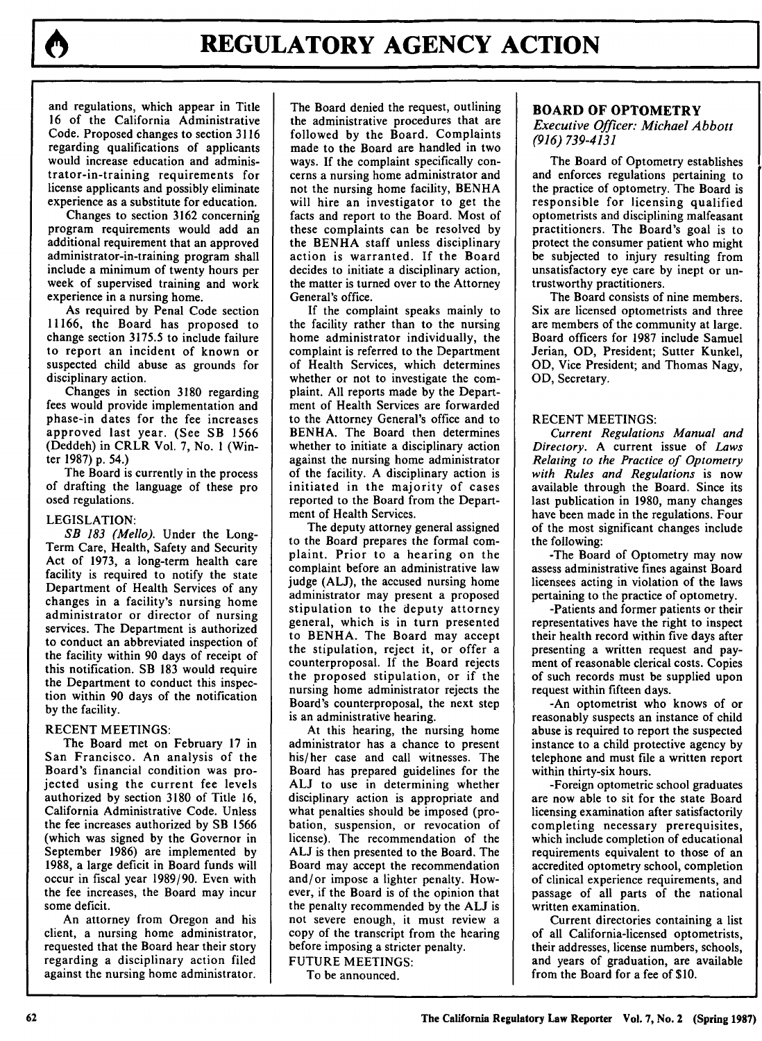and regulations, which appear in Title 16 of the California Administrative Code. Proposed changes to section 3116 regarding qualifications of applicants would increase education and administrator-in-training requirements for license applicants and possibly eliminate experience as a substitute for education.

Changes to section 3162 concerning program requirements would add an additional requirement that an approved administrator-in-training program shall include a minimum of twenty hours per week of supervised training and work experience in a nursing home.

As required by Penal Code section 11166, the Board has proposed to change section 3175.5 to include failure to report an incident of known or suspected child abuse as grounds for disciplinary action.

Changes in section 3180 regarding fees would provide implementation and phase-in dates for the fee increases approved last year. (See SB 1566 (Deddeh) in CRLR Vol. 7, No. 1 (Winter 1987) p. 54.)

The Board is currently in the process of drafting the language of these proposed regulations.

LEGISLATION:

*SB 183 (Mello).* Under the Long-Term Care, Health, Safety and Security Act of 1973, a long-term health care facility is required to notify the state Department of Health Services of any changes in a facility's nursing home administrator or director of nursing services. The Department is authorized to conduct an abbreviated inspection of the facility within 90 days of receipt of this notification. SB 183 would require the Department to conduct this inspection within 90 days of the notification by the facility.

RECENT MEETINGS:

The Board met on February 17 in San Francisco. An analysis of the Board's financial condition was projected using the current fee levels authorized by section 3180 of Title 16, California Administrative Code. Unless the fee increases authorized by SB 1566 (which was signed by the Governor in September 1986) are implemented by 1988, a large deficit in Board funds will occur in fiscal year 1989/90. Even with the fee increases, the Board may incur some deficit.

An attorney from Oregon and his client, a nursing home administrator, requested that the Board hear their story regarding a disciplinary action filed against the nursing home administrator. The Board denied the request, outlining the administrative procedures that are followed by the Board. Complaints made to the Board are handled in two ways. If the complaint specifically concerns a nursing home administrator and not the nursing home facility, BENHA will hire an investigator to get the facts and report to the Board. Most of these complaints can be resolved by the BENHA staff unless disciplinary action is warranted. If the Board decides to initiate a disciplinary action, the matter is turned over to the Attorney General's office.

If the complaint speaks mainly to the facility rather than to the nursing home administrator individually, the complaint is referred to the Department of Health Services, which determines whether or not to investigate the complaint. All reports made by the Department of Health Services are forwarded to the Attorney General's office and to BENHA. The Board then determines whether to initiate a disciplinary action against the nursing home administrator of the facility. A disciplinary action is initiated in the majority of cases reported to the Board from the Department of Health Services.

The deputy attorney general assigned to the Board prepares the formal complaint. Prior to a hearing on the complaint before an administrative law judge (ALJ), the accused nursing home administrator may present a proposed stipulation to the deputy attorney general, which is in turn presented to BENHA. The Board may accept the stipulation, reject it, or offer a counterproposal. If the Board rejects the proposed stipulation, or if the nursing home administrator rejects the Board's counterproposal, the next step is an administrative hearing.

At this hearing, the nursing home administrator has a chance to present his/her case and call witnesses. The Board has prepared guidelines for the ALJ to use in determining whether disciplinary action is appropriate and what penalties should be imposed (probation, suspension, or revocation of license). The recommendation of the ALJ is then presented to the Board. The Board may accept the recommendation and/or impose a lighter penalty. However, if the Board is of the opinion that the penalty recommended by the ALJ is not severe enough, it must review a copy of the transcript from the hearing before imposing a stricter penalty.

FUTURE MEETINGS:

To be announced.

## BOARD OF OPTOMETRY

*Executive Officer: Michael Abbott*
*(916) 739-4131*

The Board of Optometry establishes and enforces regulations pertaining to the practice of optometry. The Board is responsible for licensing qualified optometrists and disciplining malfeasant practitioners. The Board's goal is to protect the consumer patient who might be subjected to injury resulting from unsatisfactory eye care by inept or untrustworthy practitioners.

The Board consists of nine members. Six are licensed optometrists and three are members of the community at large. Board officers for 1987 include Samuel Jerian, OD, President; Sutter Kunkel, OD, Vice President; and Thomas Nagy, OD, Secretary.

RECENT MEETINGS:

*Current Regulations Manual and Directory.* A current issue of *Laws Relating to the Practice of Optometry with Rules and Regulations* is now available through the Board. Since its last publication in 1980, many changes have been made in the regulations. Four of the most significant changes include the following:

-The Board of Optometry may now assess administrative fines against Board licensees acting in violation of the laws pertaining to the practice of optometry.

-Patients and former patients or their representatives have the right to inspect their health record within five days after presenting a written request and payment of reasonable clerical costs. Copies of such records must be supplied upon request within fifteen days.

-An optometrist who knows of or reasonably suspects an instance of child abuse is required to report the suspected instance to a child protective agency by telephone and must file a written report within thirty-six hours.

-Foreign optometric school graduates are now able to sit for the state Board licensing examination after satisfactorily completing necessary prerequisites, which include completion of educational requirements equivalent to those of an accredited optometry school, completion of clinical experience requirements, and passage of all parts of the national written examination.

Current directories containing a list of all California-licensed optometrists, their addresses, license numbers, schools, and years of graduation, are available from the Board for a fee of $10.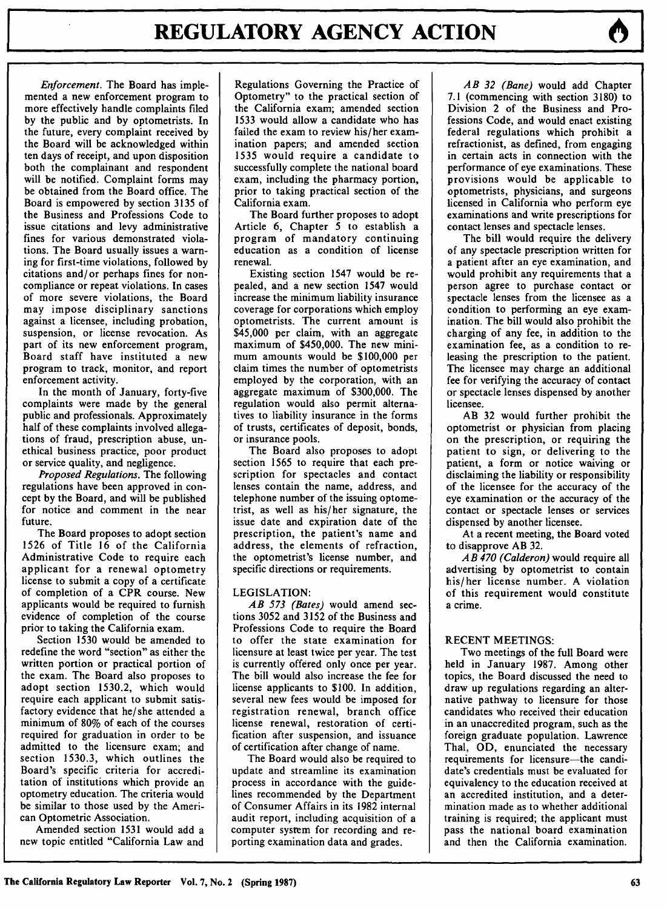*Enforcement.* The Board has implemented a new enforcement program to more effectively handle complaints filed by the public and by optometrists. In the future, every complaint received by the Board will be acknowledged within ten days of receipt, and upon disposition both the complainant and respondent will be notified. Complaint forms may be obtained from the Board office. The Board is empowered by section 3135 of the Business and Professions Code to issue citations and levy administrative fines for various demonstrated violations. The Board usually issues a warning for first-time violations, followed by citations and/or perhaps fines for noncompliance or repeat violations. In cases of more severe violations, the Board may impose disciplinary sanctions against a licensee, including probation, suspension, or license revocation. As part of its new enforcement program, Board staff have instituted a new program to track, monitor, and report enforcement activity.

In the month of January, forty-five complaints were made by the general public and professionals. Approximately half of these complaints involved allegations of fraud, prescription abuse, unethical business practice, poor product or service quality, and negligence.

*Proposed Regulations.* The following regulations have been approved in concept by the Board, and will be published for notice and comment in the near future.

The Board proposes to adopt section 1526 of Title 16 of the California Administrative Code to require each applicant for a renewal optometry license to submit a copy of a certificate of completion of a CPR course. New applicants would be required to furnish evidence of completion of the course prior to taking the California exam.

Section 1530 would be amended to redefine the word "section" as either the written portion or practical portion of the exam. The Board also proposes to adopt section 1530.2, which would require each applicant to submit satisfactory evidence that he/she attended a minimum of 80% of each of the courses required for graduation in order to be admitted to the licensure exam; and section 1530.3, which outlines the Board's specific criteria for accreditation of institutions which provide an optometry education. The criteria would be similar to those used by the American Optometric Association.

Amended section 1531 would add a new topic entitled "California Law and Regulations Governing the Practice of Optometry" to the practical section of the California exam; amended section 1533 would allow a candidate who has failed the exam to review his/her examination papers; and amended section 1535 would require a candidate to successfully complete the national board exam, including the pharmacy portion, prior to taking practical section of the California exam.

The Board further proposes to adopt Article 6, Chapter 5 to establish a program of mandatory continuing education as a condition of license renewal.

Existing section 1547 would be repealed, and a new section 1547 would increase the minimum liability insurance coverage for corporations which employ optometrists. The current amount is $45,000 per claim, with an aggregate maximum of $450,000. The new minimum amounts would be $100,000 per claim times the number of optometrists employed by the corporation, with an aggregate maximum of $300,000. The regulation would also permit alternatives to liability insurance in the forms of trusts, certificates of deposit, bonds, or insurance pools.

The Board also proposes to adopt section 1565 to require that each prescription for spectacles and contact lenses contain the name, address, and telephone number of the issuing optometrist, as well as his/her signature, the issue date and expiration date of the prescription, the patient's name and address, the elements of refraction, the optometrist's license number, and specific directions or requirements.

## LEGISLATION:

*AB 573 (Bates)* would amend sections 3052 and 3152 of the Business and Professions Code to require the Board to offer the state examination for licensure at least twice per year. The test is currently offered only once per year. The bill would also increase the fee for license applicants to $100. In addition, several new fees would be imposed for registration renewal, branch office license renewal, restoration of certification after suspension, and issuance of certification after change of name.

The Board would also be required to update and streamline its examination process in accordance with the guidelines recommended by the Department of Consumer Affairs in its 1982 internal audit report, including acquisition of a computer system for recording and reporting examination data and grades.

*AB 32 (Bane)* would add Chapter 7.1 (commencing with section 3180) to Division 2 of the Business and Professions Code, and would enact existing federal regulations which prohibit a refractionist, as defined, from engaging in certain acts in connection with the performance of eye examinations. These provisions would be applicable to optometrists, physicians, and surgeons licensed in California who perform eye examinations and write prescriptions for contact lenses and spectacle lenses.

The bill would require the delivery of any spectacle prescription written for a patient after an eye examination, and would prohibit any requirements that a person agree to purchase contact or spectacle lenses from the licensee as a condition to performing an eye examination. The bill would also prohibit the charging of any fee, in addition to the examination fee, as a condition to releasing the prescription to the patient. The licensee may charge an additional fee for verifying the accuracy of contact or spectacle lenses dispensed by another licensee.

AB 32 would further prohibit the optometrist or physician from placing on the prescription, or requiring the patient to sign, or delivering to the patient, a form or notice waiving or disclaiming the liability or responsibility of the licensee for the accuracy of the eye examination or the accuracy of the contact or spectacle lenses or services dispensed by another licensee.

At a recent meeting, the Board voted to disapprove AB 32.

*AB 470 (Calderon)* would require all advertising by optometrist to contain his/her license number. A violation of this requirement would constitute a crime.

## RECENT MEETINGS:

Two meetings of the full Board were held in January 1987. Among other topics, the Board discussed the need to draw up regulations regarding an alternative pathway to licensure for those candidates who received their education in an unaccredited program, such as the foreign graduate population. Lawrence Thal, OD, enunciated the necessary requirements for licensure—the candidate's credentials must be evaluated for equivalency to the education received at an accredited institution, and a determination made as to whether additional training is required; the applicant must pass the national board examination and then the California examination.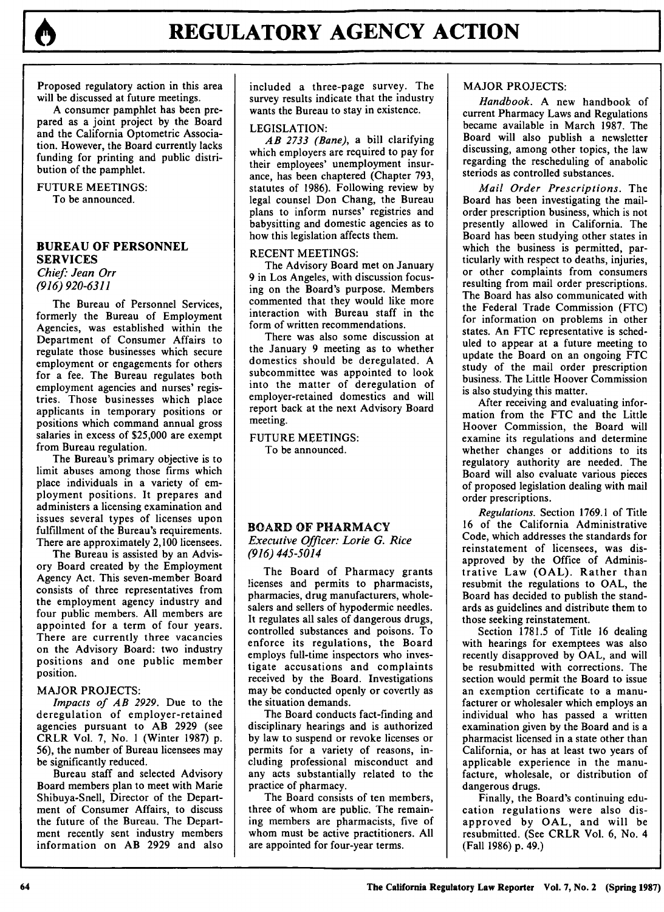Proposed regulatory action in this area will be discussed at future meetings.

A consumer pamphlet has been prepared as a joint project by the Board and the California Optometric Association. However, the Board currently lacks funding for printing and public distribution of the pamphlet.

FUTURE MEETINGS:

To be announced.

## BUREAU OF PERSONNEL SERVICES

*Chief: Jean Orr*
*(916) 920-6311*

The Bureau of Personnel Services, formerly the Bureau of Employment Agencies, was established within the Department of Consumer Affairs to regulate those businesses which secure employment or engagements for others for a fee. The Bureau regulates both employment agencies and nurses' registries. Those businesses which place applicants in temporary positions or positions which command annual gross salaries in excess of $25,000 are exempt from Bureau regulation.

The Bureau's primary objective is to limit abuses among those firms which place individuals in a variety of employment positions. It prepares and administers a licensing examination and issues several types of licenses upon fulfillment of the Bureau's requirements. There are approximately 2,100 licensees.

The Bureau is assisted by an Advisory Board created by the Employment Agency Act. This seven-member Board consists of three representatives from the employment agency industry and four public members. All members are appointed for a term of four years. There are currently three vacancies on the Advisory Board: two industry positions and one public member position.

MAJOR PROJECTS:

*Impacts of AB 2929.* Due to the deregulation of employer-retained agencies pursuant to AB 2929 (see CRLR Vol. 7, No. 1 (Winter 1987) p. 56), the number of Bureau licensees may be significantly reduced.

Bureau staff and selected Advisory Board members plan to meet with Marie Shibuya-Snell, Director of the Department of Consumer Affairs, to discuss the future of the Bureau. The Department recently sent industry members information on AB 2929 and also included a three-page survey. The survey results indicate that the industry wants the Bureau to stay in existence.

LEGISLATION:

*AB 2733 (Bane)*, a bill clarifying which employers are required to pay for their employees' unemployment insurance, has been chaptered (Chapter 793, statutes of 1986). Following review by legal counsel Don Chang, the Bureau plans to inform nurses' registries and babysitting and domestic agencies as to how this legislation affects them.

RECENT MEETINGS:

The Advisory Board met on January 9 in Los Angeles, with discussion focusing on the Board's purpose. Members commented that they would like more interaction with Bureau staff in the form of written recommendations.

There was also some discussion at the January 9 meeting as to whether domestics should be deregulated. A subcommittee was appointed to look into the matter of deregulation of employer-retained domestics and will report back at the next Advisory Board meeting.

FUTURE MEETINGS:

To be announced.

## BOARD OF PHARMACY

*Executive Officer: Lorie G. Rice*
*(916) 445-5014*

The Board of Pharmacy grants licenses and permits to pharmacists, pharmacies, drug manufacturers, wholesalers and sellers of hypodermic needles. It regulates all sales of dangerous drugs, controlled substances and poisons. To enforce its regulations, the Board employs full-time inspectors who investigate accusations and complaints received by the Board. Investigations may be conducted openly or covertly as the situation demands.

The Board conducts fact-finding and disciplinary hearings and is authorized by law to suspend or revoke licenses or permits for a variety of reasons, including professional misconduct and any acts substantially related to the practice of pharmacy.

The Board consists of ten members, three of whom are public. The remaining members are pharmacists, five of whom must be active practitioners. All are appointed for four-year terms.

MAJOR PROJECTS:

*Handbook.* A new handbook of current Pharmacy Laws and Regulations became available in March 1987. The Board will also publish a newsletter discussing, among other topics, the law regarding the rescheduling of anabolic steriods as controlled substances.

*Mail Order Prescriptions.* The Board has been investigating the mail-order prescription business, which is not presently allowed in California. The Board has been studying other states in which the business is permitted, particularly with respect to deaths, injuries, or other complaints from consumers resulting from mail order prescriptions. The Board has also communicated with the Federal Trade Commission (FTC) for information on problems in other states. An FTC representative is scheduled to appear at a future meeting to update the Board on an ongoing FTC study of the mail order prescription business. The Little Hoover Commission is also studying this matter.

After receiving and evaluating information from the FTC and the Little Hoover Commission, the Board will examine its regulations and determine whether changes or additions to its regulatory authority are needed. The Board will also evaluate various pieces of proposed legislation dealing with mail order prescriptions.

*Regulations.* Section 1769.1 of Title 16 of the California Administrative Code, which addresses the standards for reinstatement of licensees, was disapproved by the Office of Administrative Law (OAL). Rather than resubmit the regulations to OAL, the Board has decided to publish the standards as guidelines and distribute them to those seeking reinstatement.

Section 1781.5 of Title 16 dealing with hearings for exemptees was also recently disapproved by OAL, and will be resubmitted with corrections. The section would permit the Board to issue an exemption certificate to a manufacturer or wholesaler which employs an individual who has passed a written examination given by the Board and is a pharmacist licensed in a state other than California, or has at least two years of applicable experience in the manufacture, wholesale, or distribution of dangerous drugs.

Finally, the Board's continuing education regulations were also disapproved by OAL, and will be resubmitted. (See CRLR Vol. 6, No. 4 (Fall 1986) p. 49.)